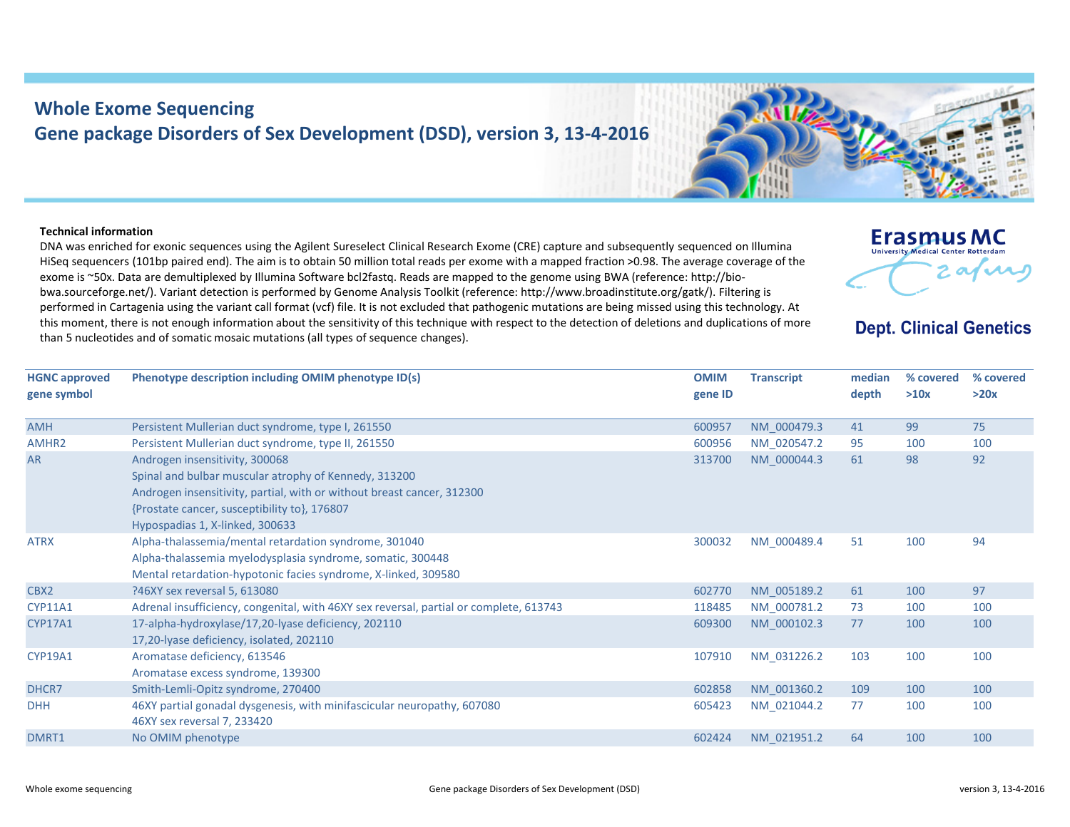# Whole Exome Sequencing
## Gene package Disorders of Sex Development (DSD), version 3, 13-4-2016

Erasmus MC
University Medical Center Rotterdam

**Dept. Clinical Genetics**

**Technical information**

DNA was enriched for exonic sequences using the Agilent Sureselect Clinical Research Exome (CRE) capture and subsequently sequenced on Illumina HiSeq sequencers (101bp paired end). The aim is to obtain 50 million total reads per exome with a mapped fraction >0.98. The average coverage of the exome is ~50x. Data are demultiplexed by Illumina Software bcl2fastq. Reads are mapped to the genome using BWA (reference: http://bio-bwa.sourceforge.net/). Variant detection is performed by Genome Analysis Toolkit (reference: http://www.broadinstitute.org/gatk/). Filtering is performed in Cartagenia using the variant call format (vcf) file. It is not excluded that pathogenic mutations are being missed using this technology. At this moment, there is not enough information about the sensitivity of this technique with respect to the detection of deletions and duplications of more than 5 nucleotides and of somatic mosaic mutations (all types of sequence changes).

| HGNC approved gene symbol | Phenotype description including OMIM phenotype ID(s) | OMIM gene ID | Transcript | median depth | % covered >10x | % covered >20x |
|---|---|---|---|---|---|---|
| AMH | Persistent Mullerian duct syndrome, type I, 261550 | 600957 | NM_000479.3 | 41 | 99 | 75 |
| AMHR2 | Persistent Mullerian duct syndrome, type II, 261550 | 600956 | NM_020547.2 | 95 | 100 | 100 |
| AR | Androgen insensitivity, 300068<br>Spinal and bulbar muscular atrophy of Kennedy, 313200<br>Androgen insensitivity, partial, with or without breast cancer, 312300<br>{Prostate cancer, susceptibility to}, 176807<br>Hypospadias 1, X-linked, 300633 | 313700 | NM_000044.3 | 61 | 98 | 92 |
| ATRX | Alpha-thalassemia/mental retardation syndrome, 301040<br>Alpha-thalassemia myelodysplasia syndrome, somatic, 300448<br>Mental retardation-hypotonic facies syndrome, X-linked, 309580 | 300032 | NM_000489.4 | 51 | 100 | 94 |
| CBX2 | ?46XY sex reversal 5, 613080 | 602770 | NM_005189.2 | 61 | 100 | 97 |
| CYP11A1 | Adrenal insufficiency, congenital, with 46XY sex reversal, partial or complete, 613743 | 118485 | NM_000781.2 | 73 | 100 | 100 |
| CYP17A1 | 17-alpha-hydroxylase/17,20-lyase deficiency, 202110<br>17,20-lyase deficiency, isolated, 202110 | 609300 | NM_000102.3 | 77 | 100 | 100 |
| CYP19A1 | Aromatase deficiency, 613546<br>Aromatase excess syndrome, 139300 | 107910 | NM_031226.2 | 103 | 100 | 100 |
| DHCR7 | Smith-Lemli-Opitz syndrome, 270400 | 602858 | NM_001360.2 | 109 | 100 | 100 |
| DHH | 46XY partial gonadal dysgenesis, with minifascicular neuropathy, 607080<br>46XY sex reversal 7, 233420 | 605423 | NM_021044.2 | 77 | 100 | 100 |
| DMRT1 | No OMIM phenotype | 602424 | NM_021951.2 | 64 | 100 | 100 |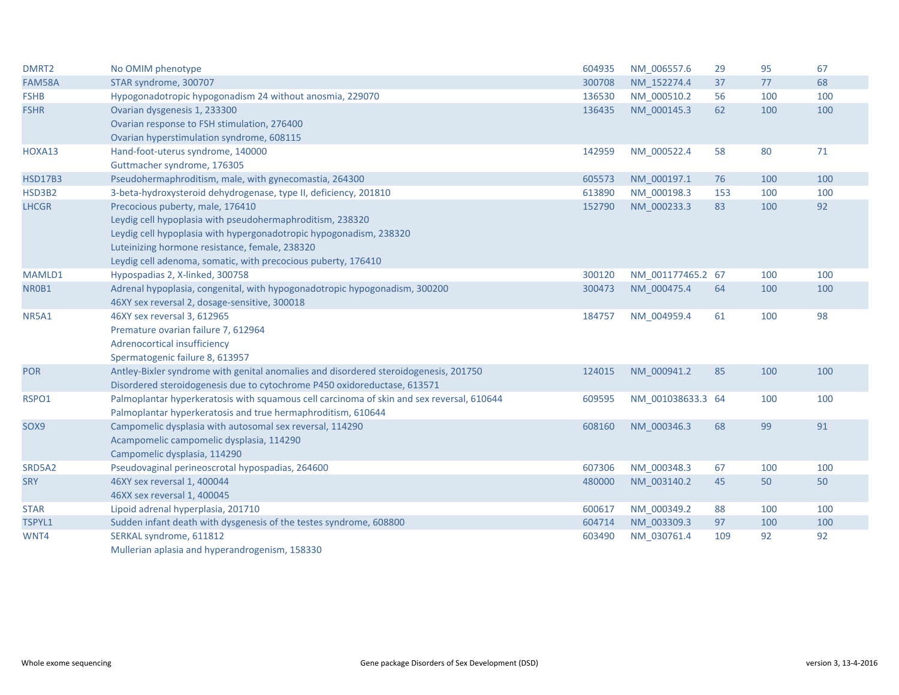| | | | | | | |
|---|---|---|---|---|---|---|
| DMRT2 | No OMIM phenotype | 604935 | NM_006557.6 | 29 | 95 | 67 |
| FAM58A | STAR syndrome, 300707 | 300708 | NM_152274.4 | 37 | 77 | 68 |
| FSHB | Hypogonadotropic hypogonadism 24 without anosmia, 229070 | 136530 | NM_000510.2 | 56 | 100 | 100 |
| FSHR | Ovarian dysgenesis 1, 233300<br>Ovarian response to FSH stimulation, 276400<br>Ovarian hyperstimulation syndrome, 608115 | 136435 | NM_000145.3 | 62 | 100 | 100 |
| HOXA13 | Hand-foot-uterus syndrome, 140000<br>Guttmacher syndrome, 176305 | 142959 | NM_000522.4 | 58 | 80 | 71 |
| HSD17B3 | Pseudohermaphroditism, male, with gynecomastia, 264300 | 605573 | NM_000197.1 | 76 | 100 | 100 |
| HSD3B2 | 3-beta-hydroxysteroid dehydrogenase, type II, deficiency, 201810 | 613890 | NM_000198.3 | 153 | 100 | 100 |
| LHCGR | Precocious puberty, male, 176410<br>Leydig cell hypoplasia with pseudohermaphroditism, 238320<br>Leydig cell hypoplasia with hypergonadotropic hypogonadism, 238320<br>Luteinizing hormone resistance, female, 238320<br>Leydig cell adenoma, somatic, with precocious puberty, 176410 | 152790 | NM_000233.3 | 83 | 100 | 92 |
| MAMLD1 | Hypospadias 2, X-linked, 300758 | 300120 | NM_001177465.2 | 67 | 100 | 100 |
| NR0B1 | Adrenal hypoplasia, congenital, with hypogonadotropic hypogonadism, 300200<br>46XY sex reversal 2, dosage-sensitive, 300018 | 300473 | NM_000475.4 | 64 | 100 | 100 |
| NR5A1 | 46XY sex reversal 3, 612965<br>Premature ovarian failure 7, 612964<br>Adrenocortical insufficiency<br>Spermatogenic failure 8, 613957 | 184757 | NM_004959.4 | 61 | 100 | 98 |
| POR | Antley-Bixler syndrome with genital anomalies and disordered steroidogenesis, 201750<br>Disordered steroidogenesis due to cytochrome P450 oxidoreductase, 613571 | 124015 | NM_000941.2 | 85 | 100 | 100 |
| RSPO1 | Palmoplantar hyperkeratosis with squamous cell carcinoma of skin and sex reversal, 610644<br>Palmoplantar hyperkeratosis and true hermaphroditism, 610644 | 609595 | NM_001038633.3 | 64 | 100 | 100 |
| SOX9 | Campomelic dysplasia with autosomal sex reversal, 114290<br>Acampomelic campomelic dysplasia, 114290<br>Campomelic dysplasia, 114290 | 608160 | NM_000346.3 | 68 | 99 | 91 |
| SRD5A2 | Pseudovaginal perineoscrotal hypospadias, 264600 | 607306 | NM_000348.3 | 67 | 100 | 100 |
| SRY | 46XY sex reversal 1, 400044<br>46XX sex reversal 1, 400045 | 480000 | NM_003140.2 | 45 | 50 | 50 |
| STAR | Lipoid adrenal hyperplasia, 201710 | 600617 | NM_000349.2 | 88 | 100 | 100 |
| TSPYL1 | Sudden infant death with dysgenesis of the testes syndrome, 608800 | 604714 | NM_003309.3 | 97 | 100 | 100 |
| WNT4 | SERKAL syndrome, 611812<br>Mullerian aplasia and hyperandrogenism, 158330 | 603490 | NM_030761.4 | 109 | 92 | 92 |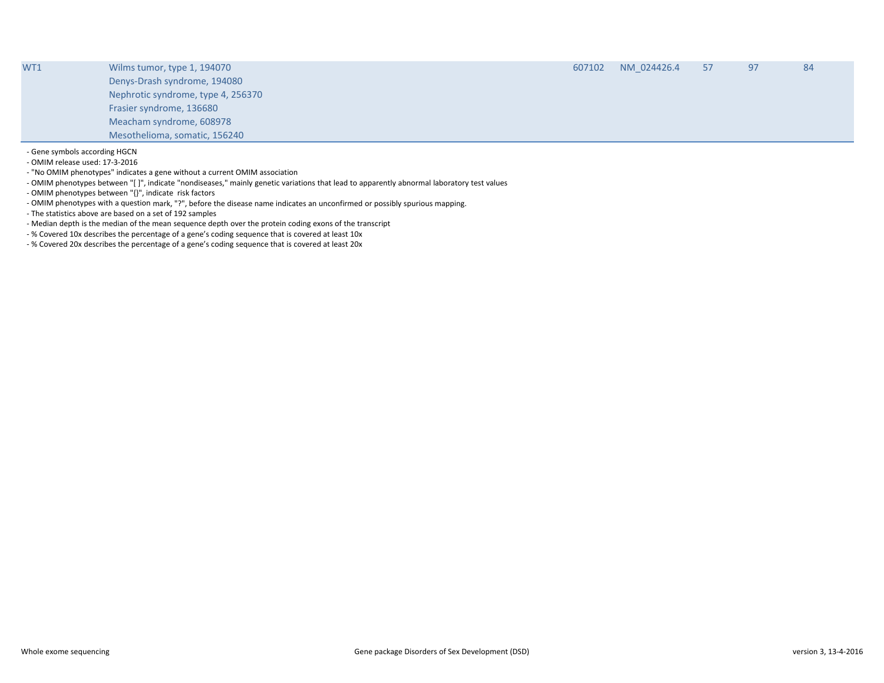| | | | | | | |
|---|---|---|---|---|---|---|
| WT1 | Wilms tumor, type 1, 194070<br>Denys-Drash syndrome, 194080<br>Nephrotic syndrome, type 4, 256370<br>Frasier syndrome, 136680<br>Meacham syndrome, 608978<br>Mesothelioma, somatic, 156240 | 607102 | NM_024426.4 | 57 | 97 | 84 |

- Gene symbols according HGCN
- OMIM release used: 17-3-2016
- "No OMIM phenotypes" indicates a gene without a current OMIM association
- OMIM phenotypes between "[ ]", indicate "nondiseases," mainly genetic variations that lead to apparently abnormal laboratory test values
- OMIM phenotypes between "{}", indicate risk factors
- OMIM phenotypes with a question mark, "?", before the disease name indicates an unconfirmed or possibly spurious mapping.
- The statistics above are based on a set of 192 samples
- Median depth is the median of the mean sequence depth over the protein coding exons of the transcript
- % Covered 10x describes the percentage of a gene's coding sequence that is covered at least 10x
- % Covered 20x describes the percentage of a gene's coding sequence that is covered at least 20x